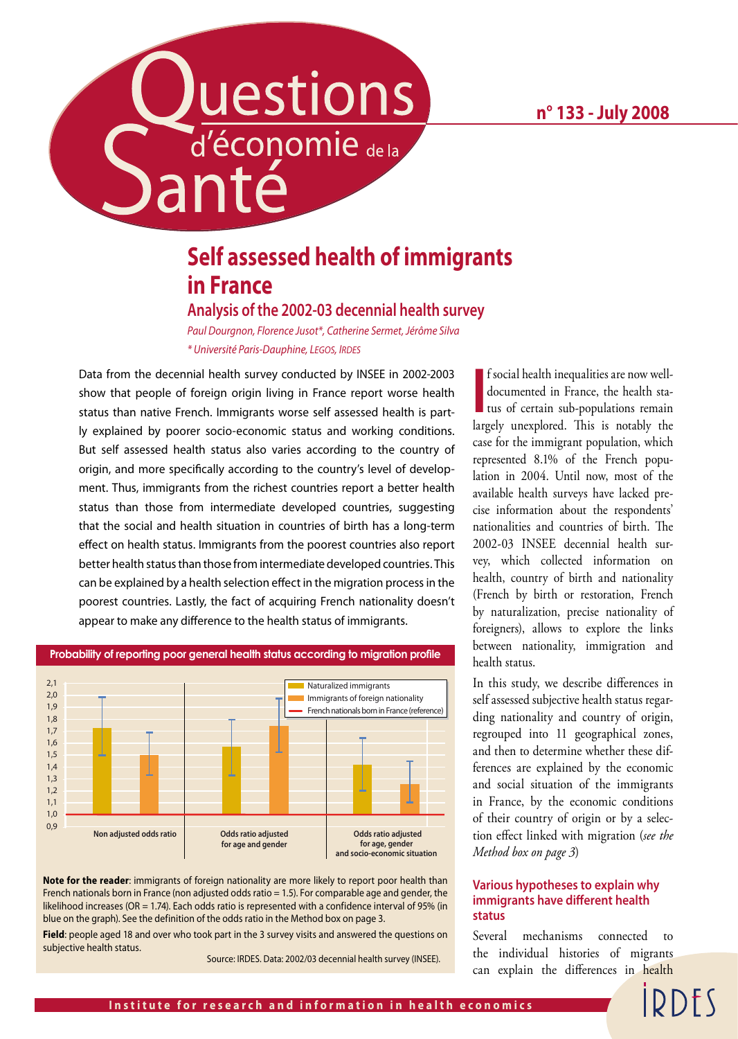# Questions d'économie de la Santé

n° 133 - July 2008

## Self assessed health of immigrants in France

### Analysis of the 2002-03 decennial health survey

*Paul Dourgnon, Florence Jusot*, Catherine Sermet, Jérôme Silva*

*\* Université Paris-Dauphine, LEGOS, IRDES*

Data from the decennial health survey conducted by INSEE in 2002-2003 show that people of foreign origin living in France report worse health status than native French. Immigrants worse self assessed health is partly explained by poorer socio-economic status and working conditions. But self assessed health status also varies according to the country of origin, and more specifically according to the country's level of development. Thus, immigrants from the richest countries report a better health status than those from intermediate developed countries, suggesting that the social and health situation in countries of birth has a long-term effect on health status. Immigrants from the poorest countries also report better health status than those from intermediate developed countries. This can be explained by a health selection effect in the migration process in the poorest countries. Lastly, the fact of acquiring French nationality doesn't appear to make any difference to the health status of immigrants.

**Probability of reporting poor general health status according to migration profile**

Legend: Naturalized immigrants; Immigrants of foreign nationality; French nationals born in France (reference)

Categories: Non adjusted odds ratio; Odds ratio adjusted for age and gender; Odds ratio adjusted for age, gender and socio-economic situation

**Note for the reader**: immigrants of foreign nationality are more likely to report poor health than French nationals born in France (non adjusted odds ratio = 1.5). For comparable age and gender, the likelihood increases (OR = 1.74). Each odds ratio is represented with a confidence interval of 95% (in blue on the graph). See the definition of the odds ratio in the Method box on page 3.

**Field**: people aged 18 and over who took part in the 3 survey visits and answered the questions on subjective health status.

Source: IRDES. Data: 2002/03 decennial health survey (INSEE).

If social health inequalities are now well-documented in France, the health status of certain sub-populations remain largely unexplored. This is notably the case for the immigrant population, which represented 8.1% of the French population in 2004. Until now, most of the available health surveys have lacked precise information about the respondents' nationalities and countries of birth. The 2002-03 INSEE decennial health survey, which collected information on health, country of birth and nationality (French by birth or restoration, French by naturalization, precise nationality of foreigners), allows to explore the links between nationality, immigration and health status.

In this study, we describe differences in self assessed subjective health status regarding nationality and country of origin, regrouped into 11 geographical zones, and then to determine whether these differences are explained by the economic and social situation of the immigrants in France, by the economic conditions of their country of origin or by a selection effect linked with migration (*see the Method box on page 3*)

### Various hypotheses to explain why immigrants have different health status

Several mechanisms connected to the individual histories of migrants can explain the differences in health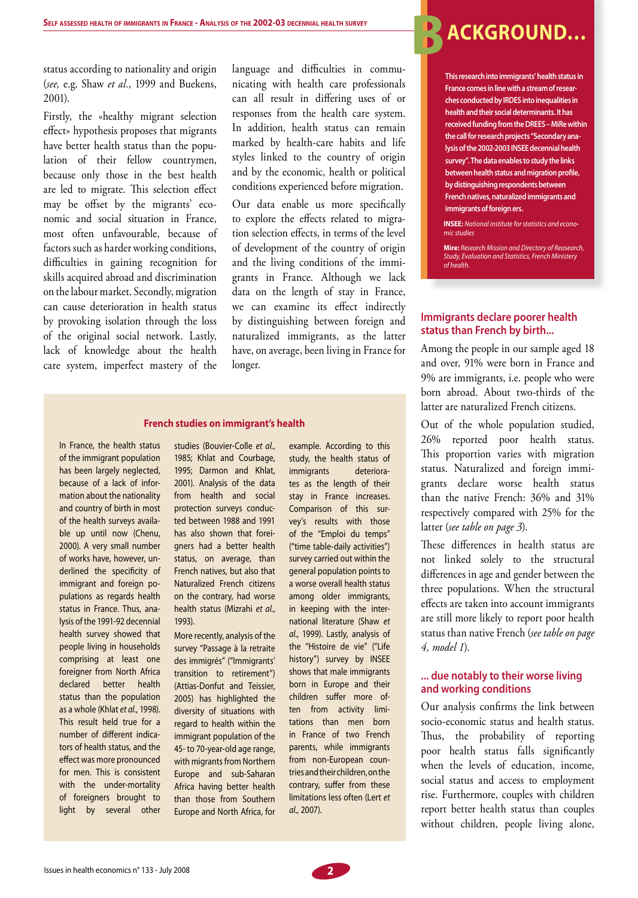status according to nationality and origin (*see,* e.g. Shaw *et al.*, 1999 and Buekens, 2001).

Firstly, the «healthy migrant selection effect» hypothesis proposes that migrants have better health status than the population of their fellow countrymen, because only those in the best health are led to migrate. This selection effect may be offset by the migrants' economic and social situation in France, most often unfavourable, because of factors such as harder working conditions, difficulties in gaining recognition for skills acquired abroad and discrimination on the labour market. Secondly, migration can cause deterioration in health status by provoking isolation through the loss of the original social network. Lastly, lack of knowledge about the health care system, imperfect mastery of the language and difficulties in communicating with health care professionals can all result in differing uses of or responses from the health care system. In addition, health status can remain marked by health-care habits and life styles linked to the country of origin and by the economic, health or political conditions experienced before migration.

Our data enable us more specifically to explore the effects related to migration selection effects, in terms of the level of development of the country of origin and the living conditions of the immigrants in France. Although we lack data on the length of stay in France, we can examine its effect indirectly by distinguishing between foreign and naturalized immigrants, as the latter have, on average, been living in France for longer.

### French studies on immigrant's health

In France, the health status of the immigrant population has been largely neglected, because of a lack of information about the nationality and country of birth in most of the health surveys available up until now (Chenu, 2000). A very small number of works have, however, underlined the specificity of immigrant and foreign populations as regards health status in France. Thus, analysis of the 1991-92 decennial health survey showed that people living in households comprising at least one foreigner from North Africa declared better health status than the population as a whole (Khlat *et al.*, 1998). This result held true for a number of different indicators of health status, and the effect was more pronounced for men. This is consistent with the under-mortality of foreigners brought to light by several other studies (Bouvier-Colle *et al.*, 1985; Khlat and Courbage, 1995; Darmon and Khlat, 2001). Analysis of the data from health and social protection surveys conducted between 1988 and 1991 has also shown that foreigners had a better health status, on average, than French natives, but also that Naturalized French citizens on the contrary, had worse health status (Mizrahi *et al.*, 1993).

More recently, analysis of the survey "Passage à la retraite des immigrés" ("Immigrants' transition to retirement") (Attias-Donfut and Teissier, 2005) has highlighted the diversity of situations with regard to health within the immigrant population of the 45- to 70-year-old age range, with migrants from Northern Europe and sub-Saharan Africa having better health than those from Southern Europe and North Africa, for example. According to this study, the health status of immigrants deteriorates as the length of their stay in France increases. Comparison of this survey's results with those of the "Emploi du temps" ("time table-daily activities") survey carried out within the general population points to a worse overall health status among older immigrants, in keeping with the international literature (Shaw *et al.*, 1999). Lastly, analysis of the "Histoire de vie" ("Life history") survey by INSEE shows that male immigrants born in Europe and their children suffer more often from activity limitations than men born in France of two French parents, while immigrants from non-European countries and their children, on the contrary, suffer from these limitations less often (Lert *et al.*, 2007).

## Background...

**This research into immigrants' health status in France comes in line with a stream of researches conducted by IRDES into inequalities in health and their social determinants. It has received funding from the DREES – MiRe within the call for research projects "Secondary analysis of the 2002-2003 INSEE decennial health survey". The data enables to study the links between health status and migration profile, by distinguishing respondents between French natives, naturalized immigrants and immigrants of foreign ers.**

**INSEE:** *National institute for statistics and economic studies*

**Mire:** *Research Mission and Directory of Reasearch, Study, Evaluation and Statistics, French Ministery of health.*

### Immigrants declare poorer health status than French by birth...

Among the people in our sample aged 18 and over, 91% were born in France and 9% are immigrants, i.e. people who were born abroad. About two-thirds of the latter are naturalized French citizens.

Out of the whole population studied, 26% reported poor health status. This proportion varies with migration status. Naturalized and foreign immigrants declare worse health status than the native French: 36% and 31% respectively compared with 25% for the latter (*see table on page 3*).

These differences in health status are not linked solely to the structural differences in age and gender between the three populations. When the structural effects are taken into account immigrants are still more likely to report poor health status than native French (*see table on page 4, model 1*).

### ... due notably to their worse living and working conditions

Our analysis confirms the link between socio-economic status and health status. Thus, the probability of reporting poor health status falls significantly when the levels of education, income, social status and access to employment rise. Furthermore, couples with children report better health status than couples without children, people living alone,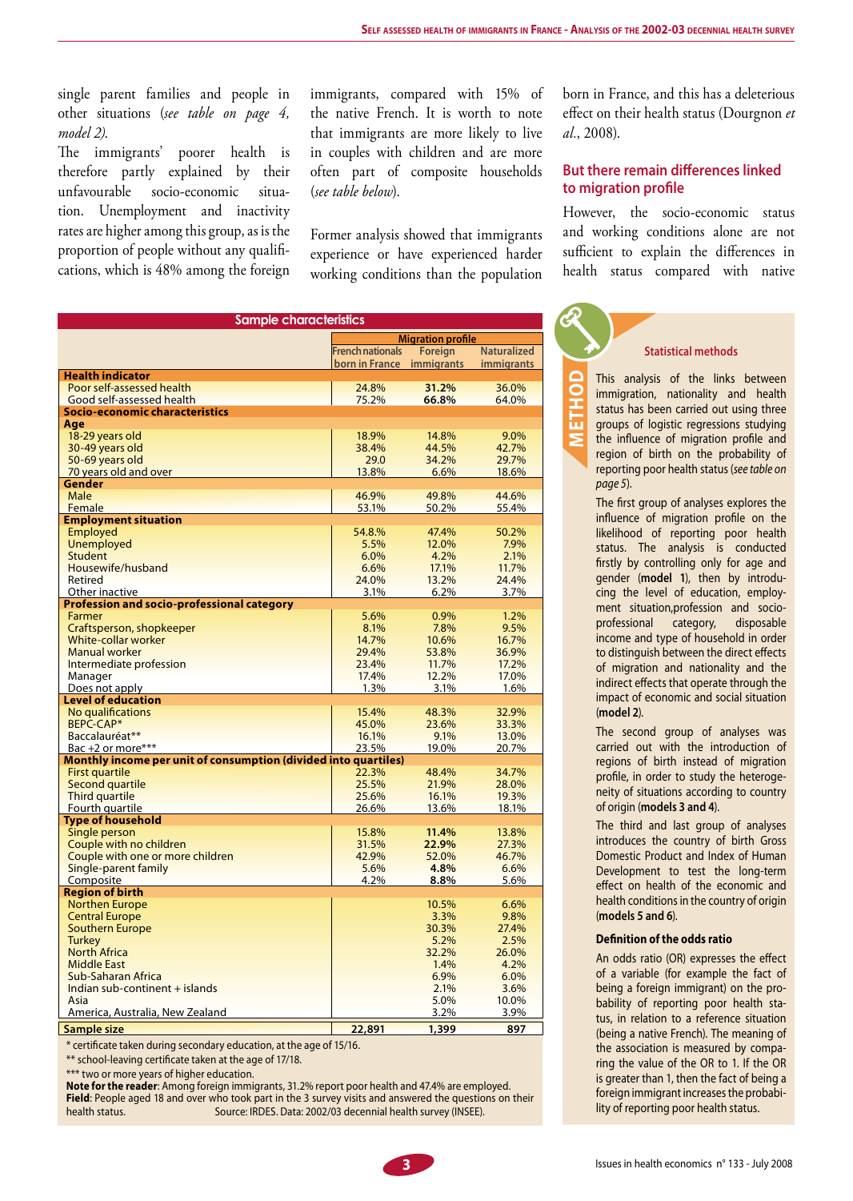single parent families and people in other situations (*see table on page 4, model 2)*.

The immigrants' poorer health is therefore partly explained by their unfavourable socio-economic situation. Unemployment and inactivity rates are higher among this group, as is the proportion of people without any qualifications, which is 48% among the foreign immigrants, compared with 15% of the native French. It is worth to note that immigrants are more likely to live in couples with children and are more often part of composite households (*see table below*).

Former analysis showed that immigrants experience or have experienced harder working conditions than the population born in France, and this has a deleterious effect on their health status (Dourgnon *et al.*, 2008).

## But there remain differences linked to migration profile

However, the socio-economic status and working conditions alone are not sufficient to explain the differences in health status compared with native

**Sample characteristics**

| | Migration profile | | |
|---|---|---|---|
| | French nationals born in France | Foreign immigrants | Naturalized immigrants |
| **Health indicator** | | | |
| Poor self-assessed health | 24.8% | **31.2%** | 36.0% |
| Good self-assessed health | 75.2% | **66.8%** | 64.0% |
| **Socio-economic characteristics** | | | |
| **Age** | | | |
| 18-29 years old | 18.9% | 14.8% | 9.0% |
| 30-49 years old | 38.4% | 44.5% | 42.7% |
| 50-69 years old | 29.0 | 34.2% | 29.7% |
| 70 years old and over | 13.8% | 6.6% | 18.6% |
| **Gender** | | | |
| Male | 46.9% | 49.8% | 44.6% |
| Female | 53.1% | 50.2% | 55.4% |
| **Employment situation** | | | |
| Employed | 54.8.% | 47.4% | 50.2% |
| Unemployed | 5.5% | 12.0% | 7.9% |
| Student | 6.0% | 4.2% | 2.1% |
| Housewife/husband | 6.6% | 17.1% | 11.7% |
| Retired | 24.0% | 13.2% | 24.4% |
| Other inactive | 3.1% | 6.2% | 3.7% |
| **Profession and socio-professional category** | | | |
| Farmer | 5.6% | 0.9% | 1.2% |
| Craftsperson, shopkeeper | 8.1% | 7.8% | 9.5% |
| White-collar worker | 14.7% | 10.6% | 16.7% |
| Manual worker | 29.4% | 53.8% | 36.9% |
| Intermediate profession | 23.4% | 11.7% | 17.2% |
| Manager | 17.4% | 12.2% | 17.0% |
| Does not apply | 1.3% | 3.1% | 1.6% |
| **Level of education** | | | |
| No qualifications | 15.4% | 48.3% | 32.9% |
| BEPC-CAP* | 45.0% | 23.6% | 33.3% |
| Baccalauréat** | 16.1% | 9.1% | 13.0% |
| Bac +2 or more*** | 23.5% | 19.0% | 20.7% |
| **Monthly income per unit of consumption (divided into quartiles)** | | | |
| First quartile | 22.3% | 48.4% | 34.7% |
| Second quartile | 25.5% | 21.9% | 28.0% |
| Third quartile | 25.6% | 16.1% | 19.3% |
| Fourth quartile | 26.6% | 13.6% | 18.1% |
| **Type of household** | | | |
| Single person | 15.8% | **11.4%** | 13.8% |
| Couple with no children | 31.5% | **22.9%** | 27.3% |
| Couple with one or more children | 42.9% | 52.0% | 46.7% |
| Single-parent family | 5.6% | **4.8%** | 6.6% |
| Composite | 4.2% | **8.8%** | 5.6% |
| **Region of birth** | | | |
| Northen Europe | | 10.5% | 6.6% |
| Central Europe | | 3.3% | 9.8% |
| Southern Europe | | 30.3% | 27.4% |
| Turkey | | 5.2% | 2.5% |
| North Africa | | 32.2% | 26.0% |
| Middle East | | 1.4% | 4.2% |
| Sub-Saharan Africa | | 6.9% | 6.0% |
| Indian sub-continent + islands | | 2.1% | 3.6% |
| Asia | | 5.0% | 10.0% |
| America, Australia, New Zealand | | 3.2% | 3.9% |
| **Sample size** | **22,891** | **1,399** | **897** |

\* certificate taken during secondary education, at the age of 15/16.
\*\* school-leaving certificate taken at the age of 17/18.
\*\*\* two or more years of higher education.
**Note for the reader**: Among foreign immigrants, 31.2% report poor health and 47.4% are employed.
**Field**: People aged 18 and over who took part in the 3 survey visits and answered the questions on their health status. Source: IRDES. Data: 2002/03 decennial health survey (INSEE).

## METHOD

### Statistical methods

This analysis of the links between immigration, nationality and health status has been carried out using three groups of logistic regressions studying the influence of migration profile and region of birth on the probability of reporting poor health status (*see table on page 5*).

The first group of analyses explores the influence of migration profile on the likelihood of reporting poor health status. The analysis is conducted firstly by controlling only for age and gender (**model 1**), then by introducing the level of education, employment situation,profession and socio-professional category, disposable income and type of household in order to distinguish between the direct effects of migration and nationality and the indirect effects that operate through the impact of economic and social situation (**model 2**).

The second group of analyses was carried out with the introduction of regions of birth instead of migration profile, in order to study the heterogeneity of situations according to country of origin (**models 3 and 4**).

The third and last group of analyses introduces the country of birth Gross Domestic Product and Index of Human Development to test the long-term effect on health of the economic and health conditions in the country of origin (**models 5 and 6**).

### Definition of the odds ratio

An odds ratio (OR) expresses the effect of a variable (for example the fact of being a foreign immigrant) on the probability of reporting poor health status, in relation to a reference situation (being a native French). The meaning of the association is measured by comparing the value of the OR to 1. If the OR is greater than 1, then the fact of being a foreign immigrant increases the probability of reporting poor health status.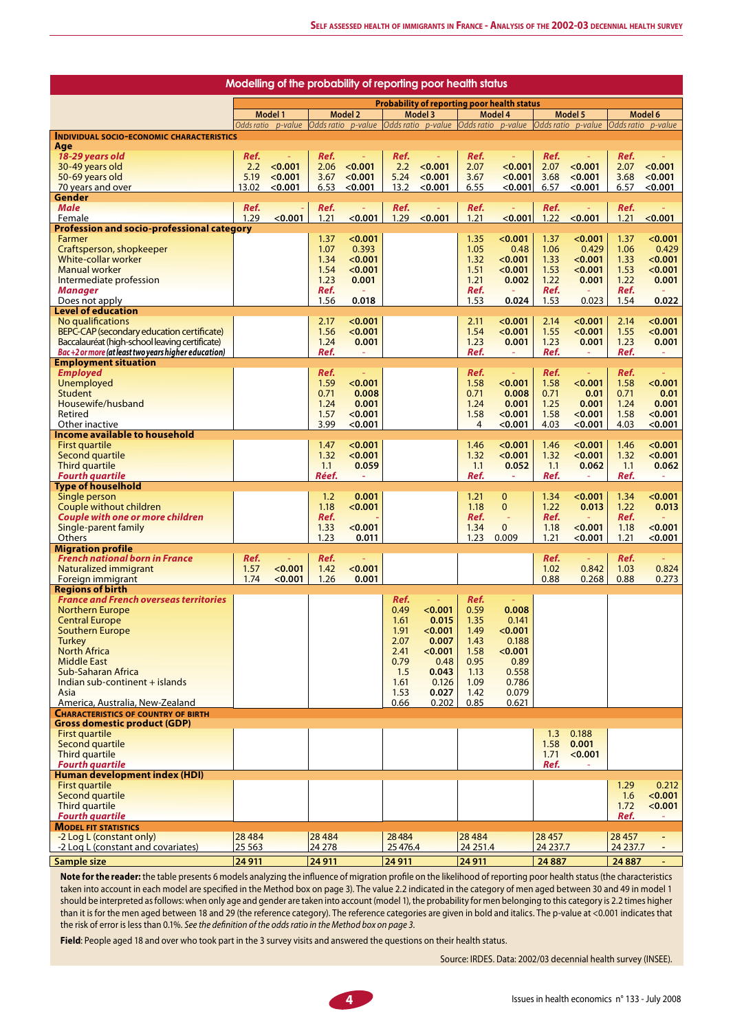## Modelling of the probability of reporting poor health status

| | Model 1 | | Model 2 | | Model 3 | | Model 4 | | Model 5 | | Model 6 | |
|---|---|---|---|---|---|---|---|---|---|---|---|---|
| | *Odds ratio* | *p-value* | *Odds ratio* | *p-value* | *Odds ratio* | *p-value* | *Odds ratio* | *p-value* | *Odds ratio* | *p-value* | *Odds ratio* | *p-value* |
| **INDIVIDUAL SOCIO-ECONOMIC CHARACTERISTICS** | | | | | | | | | | | | |
| **Age** | | | | | | | | | | | | |
| ***18-29 years old*** | ***Ref.*** | - | ***Ref.*** | - | ***Ref.*** | - | ***Ref.*** | - | ***Ref.*** | - | ***Ref.*** | - |
| 30-49 years old | 2.2 | **<0.001** | 2.06 | **<0.001** | 2.2 | **<0.001** | 2.07 | **<0.001** | 2.07 | **<0.001** | 2.07 | **<0.001** |
| 50-69 years old | 5.19 | **<0.001** | 3.67 | **<0.001** | 5.24 | **<0.001** | 3.67 | **<0.001** | 3.68 | **<0.001** | 3.68 | **<0.001** |
| 70 years and over | 13.02 | **<0.001** | 6.53 | **<0.001** | 13.2 | **<0.001** | 6.55 | **<0.001** | 6.57 | **<0.001** | 6.57 | **<0.001** |
| **Gender** | | | | | | | | | | | | |
| ***Male*** | ***Ref.*** | - | ***Ref.*** | - | ***Ref.*** | - | ***Ref.*** | - | ***Ref.*** | - | ***Ref.*** | - |
| Female | 1.29 | **<0.001** | 1.21 | **<0.001** | 1.29 | **<0.001** | 1.21 | **<0.001** | 1.22 | **<0.001** | 1.21 | **<0.001** |
| **Profession and socio-professional category** | | | | | | | | | | | | |
| Farmer | | | 1.37 | **<0.001** | | | 1.35 | **<0.001** | 1.37 | **<0.001** | 1.37 | **<0.001** |
| Craftsperson, shopkeeper | | | 1.07 | 0.393 | | | 1.05 | 0.48 | 1.06 | 0.429 | 1.06 | 0.429 |
| White-collar worker | | | 1.34 | **<0.001** | | | 1.32 | **<0.001** | 1.33 | **<0.001** | 1.33 | **<0.001** |
| Manual worker | | | 1.54 | **<0.001** | | | 1.51 | **<0.001** | 1.53 | **<0.001** | 1.53 | **<0.001** |
| Intermediate profession | | | 1.23 | **0.001** | | | 1.21 | **0.002** | 1.22 | **0.001** | 1.22 | **0.001** |
| ***Manager*** | | | ***Ref.*** | - | | | ***Ref.*** | - | ***Ref.*** | - | ***Ref.*** | - |
| Does not apply | | | 1.56 | **0.018** | | | 1.53 | **0.024** | 1.53 | 0.023 | 1.54 | **0.022** |
| **Level of education** | | | | | | | | | | | | |
| No qualifications | | | 2.17 | **<0.001** | | | 2.11 | **<0.001** | 2.14 | **<0.001** | 2.14 | **<0.001** |
| BEPC-CAP (secondary education certificate) | | | 1.56 | **<0.001** | | | 1.54 | **<0.001** | 1.55 | **<0.001** | 1.55 | **<0.001** |
| Baccalauréat (high-school leaving certificate) | | | 1.24 | **0.001** | | | 1.23 | **0.001** | 1.23 | **0.001** | 1.23 | **0.001** |
| ***Bac+2 or more (at least two years higher education)*** | | | ***Ref.*** | - | | | ***Ref.*** | - | ***Ref.*** | - | ***Ref.*** | - |
| **Employment situation** | | | | | | | | | | | | |
| ***Employed*** | | | ***Ref.*** | - | | | ***Ref.*** | - | ***Ref.*** | - | ***Ref.*** | - |
| Unemployed | | | 1.59 | **<0.001** | | | 1.58 | **<0.001** | 1.58 | **<0.001** | 1.58 | **<0.001** |
| Student | | | 0.71 | **0.008** | | | 0.71 | **0.008** | 0.71 | **0.01** | 0.71 | **0.01** |
| Housewife/husband | | | 1.24 | **0.001** | | | 1.24 | **0.001** | 1.25 | **0.001** | 1.24 | **0.001** |
| Retired | | | 1.57 | **<0.001** | | | 1.58 | **<0.001** | 1.58 | **<0.001** | 1.58 | **<0.001** |
| Other inactive | | | 3.99 | **<0.001** | | | 4 | **<0.001** | 4.03 | **<0.001** | 4.03 | **<0.001** |
| **Income available to household** | | | | | | | | | | | | |
| First quartile | | | 1.47 | **<0.001** | | | 1.46 | **<0.001** | 1.46 | **<0.001** | 1.46 | **<0.001** |
| Second quartile | | | 1.32 | **<0.001** | | | 1.32 | **<0.001** | 1.32 | **<0.001** | 1.32 | **<0.001** |
| Third quartile | | | 1.1 | 0.059 | | | 1.1 | **0.052** | 1.1 | 0.062 | 1.1 | 0.062 |
| ***Fourth quartile*** | | | ***Réef.*** | - | | | ***Ref.*** | - | ***Ref.*** | - | ***Ref.*** | - |
| **Type of household** | | | | | | | | | | | | |
| Single person | | | 1.2 | **0.001** | | | 1.21 | **0** | 1.34 | **<0.001** | 1.34 | **<0.001** |
| Couple without children | | | 1.18 | **<0.001** | | | 1.18 | **0** | 1.22 | **0.013** | 1.22 | **0.013** |
| ***Couple with one or more children*** | | | ***Ref.*** | - | | | ***Ref.*** | - | ***Ref.*** | - | ***Ref.*** | - |
| Single-parent family | | | 1.33 | **<0.001** | | | 1.34 | 0 | 1.18 | **<0.001** | 1.18 | **<0.001** |
| Others | | | 1.23 | **0.011** | | | 1.23 | 0.009 | 1.21 | **<0.001** | 1.21 | **<0.001** |
| **Migration profile** | | | | | | | | | | | | |
| ***French national born in France*** | ***Ref.*** | - | ***Ref.*** | - | | | | | ***Ref.*** | - | ***Ref.*** | - |
| Naturalized immigrant | 1.57 | **<0.001** | 1.42 | **<0.001** | | | | | 1.02 | 0.842 | 1.03 | 0.824 |
| Foreign immigrant | 1.74 | **<0.001** | 1.26 | **0.001** | | | | | 0.88 | 0.268 | 0.88 | 0.273 |
| **Regions of birth** | | | | | | | | | | | | |
| ***France and French overseas territories*** | | | | | ***Ref.*** | - | ***Ref.*** | - | | | | |
| Northern Europe | | | | | 0.49 | **<0.001** | 0.59 | **0.008** | | | | |
| Central Europe | | | | | 1.61 | **0.015** | 1.35 | 0.141 | | | | |
| Southern Europe | | | | | 1.91 | **<0.001** | 1.49 | **<0.001** | | | | |
| Turkey | | | | | 2.07 | **0.007** | 1.43 | 0.188 | | | | |
| North Africa | | | | | 2.41 | **<0.001** | 1.58 | **<0.001** | | | | |
| Middle East | | | | | 0.79 | 0.48 | 0.95 | 0.89 | | | | |
| Sub-Saharan Africa | | | | | 1.5 | **0.043** | 1.13 | 0.558 | | | | |
| Indian sub-continent + islands | | | | | 1.61 | 0.126 | 1.09 | 0.786 | | | | |
| Asia | | | | | 1.53 | **0.027** | 1.42 | 0.079 | | | | |
| America, Australia, New-Zealand | | | | | 0.66 | 0.202 | 0.85 | 0.621 | | | | |
| **CHARACTERISTICS OF COUNTRY OF BIRTH** | | | | | | | | | | | | |
| **Gross domestic product (GDP)** | | | | | | | | | | | | |
| First quartile | | | | | | | | | 1.3 | 0.188 | | |
| Second quartile | | | | | | | | | 1.58 | **0.001** | | |
| Third quartile | | | | | | | | | 1.71 | **<0.001** | | |
| ***Fourth quartile*** | | | | | | | | | ***Ref.*** | - | | |
| **Human development index (HDI)** | | | | | | | | | | | | |
| First quartile | | | | | | | | | | | 1.29 | 0.212 |
| Second quartile | | | | | | | | | | | 1.6 | **<0.001** |
| Third quartile | | | | | | | | | | | 1.72 | **<0.001** |
| ***Fourth quartile*** | | | | | | | | | | | ***Ref.*** | - |
| **MODEL FIT STATISTICS** | | | | | | | | | | | | |
| -2 Log L (constant only) | 28 484 | | 28 484 | | 28 484 | | 28 484 | | 28 457 | | 28 457 | - |
| -2 Log L (constant and covariates) | 25 563 | | 24 278 | | 25 476.4 | | 24 251.4 | | 24 237.7 | | 24 237.7 | - |
| **Sample size** | **24 911** | | **24 911** | | **24 911** | | **24 911** | | **24 887** | | **24 887** | - |

**Note for the reader:** the table presents 6 models analyzing the influence of migration profile on the likelihood of reporting poor health status (the characteristics taken into account in each model are specified in the Method box on page 3). The value 2.2 indicated in the category of men aged between 30 and 49 in model 1 should be interpreted as follows: when only age and gender are taken into account (model 1), the probability for men belonging to this category is 2.2 times higher than it is for the men aged between 18 and 29 (the reference category). The reference categories are given in bold and italics. The p-value at <0.001 indicates that the risk of error is less than 0.1%. *See the definition of the odds ratio in the Method box on page 3.*

**Field**: People aged 18 and over who took part in the 3 survey visits and answered the questions on their health status.

Source: IRDES. Data: 2002/03 decennial health survey (INSEE).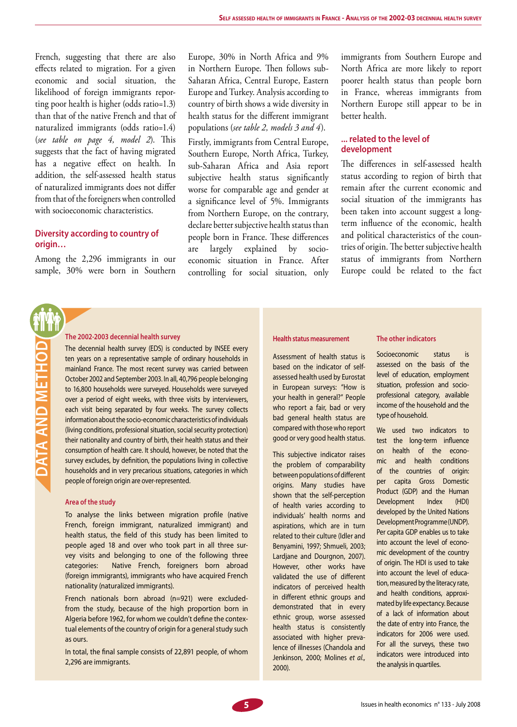French, suggesting that there are also effects related to migration. For a given economic and social situation, the likelihood of foreign immigrants reporting poor health is higher (odds ratio=1.3) than that of the native French and that of naturalized immigrants (odds ratio=1.4) (*see table on page 4, model 2*). This suggests that the fact of having migrated has a negative effect on health. In addition, the self-assessed health status of naturalized immigrants does not differ from that of the foreigners when controlled with socioeconomic characteristics.

## Diversity according to country of origin…

Among the 2,296 immigrants in our sample, 30% were born in Southern Europe, 30% in North Africa and 9% in Northern Europe. Then follows sub-Saharan Africa, Central Europe, Eastern Europe and Turkey. Analysis according to country of birth shows a wide diversity in health status for the different immigrant populations (*see table 2, models 3 and 4*).

Firstly, immigrants from Central Europe, Southern Europe, North Africa, Turkey, sub-Saharan Africa and Asia report subjective health status significantly worse for comparable age and gender at a significance level of 5%. Immigrants from Northern Europe, on the contrary, declare better subjective health status than people born in France. These differences are largely explained by socio-economic situation in France. After controlling for social situation, only immigrants from Southern Europe and North Africa are more likely to report poorer health status than people born in France, whereas immigrants from Northern Europe still appear to be in better health.

## ... related to the level of development

The differences in self-assessed health status according to region of birth that remain after the current economic and social situation of the immigrants has been taken into account suggest a long-term influence of the economic, health and political characteristics of the countries of origin. The better subjective health status of immigrants from Northern Europe could be related to the fact

## DATA AND METHOD

### The 2002-2003 decennial health survey

The decennial health survey (EDS) is conducted by INSEE every ten years on a representative sample of ordinary households in mainland France. The most recent survey was carried out between October 2002 and September 2003. In all, 40,796 people belonging to 16,800 households were surveyed. Households were surveyed over a period of eight weeks, with three visits by interviewers, each visit being separated by four weeks. The survey collects information about the socio-economic characteristics of individuals (living conditions, professional situation, social security protection) their nationality and country of birth, their health status and their consumption of health care. It should, however, be noted that the survey excludes, by definition, the populations living in collective households and in very precarious situations, categories in which people of foreign origin are over-represented.

### Area of the study

To analyse the links between migration profile (native French, foreign immigrant, naturalized immigrant) and health status, the field of this study has been limited to people aged 18 and over who took part in all three survey visits and belonging to one of the following three categories: Native French, foreigners born abroad (foreign immigrants), immigrants who have acquired French nationality (naturalized immigrants).

French nationals born abroad (n=921) were excluded from the study, because of the high proportion born in Algeria before 1962, for whom we couldn't define the contextual elements of the country of origin for a general study such as ours.

In total, the final sample consists of 22,891 people, of whom 2,296 are immigrants.

### Health status measurement

Assessment of health status is based on the indicator of self-assessed health used by Eurostat in European surveys: "How is your health in general?" People who report a fair, bad or very bad general health status are compared with those who report good or very good health status.

This subjective indicator raises the problem of comparability between populations of different origins. Many studies have shown that the self-perception of health varies according to individuals' health norms and aspirations, which are in turn related to their culture (Idler and Benyamini, 1997; Shmueli, 2003; Lardjane and Dourgnon, 2007). However, other works have validated the use of different indicators of perceived health in different ethnic groups and demonstrated that in every ethnic group, worse assessed health status is consistently associated with higher prevalence of illnesses (Chandola and Jenkinson, 2000; Molines *et al.*, 2000).

### The other indicators

Socioeconomic status is assessed on the basis of the level of education, employment situation, profession and socio-professional category, available income of the household and the type of household.

We used two indicators to test the long-term influence on health of the economic and health conditions of the countries of origin: per capita Gross Domestic Product (GDP) and the Human Development Index (HDI) developed by the United Nations Development Programme (UNDP). Per capita GDP enables us to take into account the level of economic development of the country of origin. The HDI is used to take into account the level of education, measured by the literacy rate, and health conditions, approximated by life expectancy. Because of a lack of information about the date of entry into France, the indicators for 2006 were used. For all the surveys, these two indicators were introduced into the analysis in quartiles.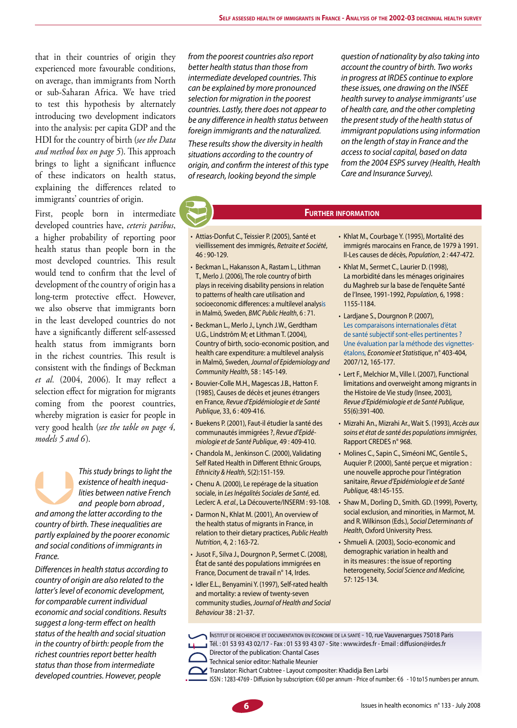that in their countries of origin they experienced more favourable conditions, on average, than immigrants from North or sub-Saharan Africa. We have tried to test this hypothesis by alternately introducing two development indicators into the analysis: per capita GDP and the HDI for the country of birth (*see the Data and method box on page 5*). This approach brings to light a significant influence of these indicators on health status, explaining the differences related to immigrants' countries of origin.

First, people born in intermediate developed countries have, *ceteris paribus*, a higher probability of reporting poor health status than people born in the most developed countries. This result would tend to confirm that the level of development of the country of origin has a long-term protective effect. However, we also observe that immigrants born in the least developed countries do not have a significantly different self-assessed health status from immigrants born in the richest countries. This result is consistent with the findings of Beckman *et al.* (2004, 2006). It may reflect a selection effect for migration for migrants coming from the poorest countries, whereby migration is easier for people in very good health (*see the table on page 4, models 5 and 6*).

*This study brings to light the existence of health inequalities between native French and people born abroad, and among the latter according to the country of birth. These inequalities are partly explained by the poorer economic and social conditions of immigrants in France.*

*Differences in health status according to country of origin are also related to the latter's level of economic development, for comparable current individual economic and social conditions. Results suggest a long-term effect on health status of the health and social situation in the country of birth: people from the richest countries report better health status than those from intermediate developed countries. However, people from the poorest countries also report better health status than those from intermediate developed countries. This can be explained by more pronounced selection for migration for the poorest countries. Lastly, there does not appear to be any difference in health status between foreign immigrants and the naturalized.*

*These results show the diversity in health situations according to the country of origin, and confirm the interest of this type of research, looking beyond the simple question of nationality by also taking into account the country of birth. Two works in progress at IRDES continue to explore these issues, one drawing on the INSEE health survey to analyse immigrants' use of health care, and the other completing the present study of the health status of immigrant populations using information on the length of stay in France and the access to social capital, based on data from the 2004 ESPS survey (Health, Health Care and Insurance Survey).*

## Further information

- Attias-Donfut C., Teissier P. (2005), Santé et vieillissement des immigrés, *Retraite et Société*, 46 : 90-129.
- Beckman L., Hakansson A., Rastam L., Lithman T., Merlo J. (2006), The role country of birth plays in receiving disability pensions in relation to patterns of health care utilisation and socioeconomic differences: a multilevel analysis in Malmö, Sweden, *BMC Public Health*, 6 : 71.
- Beckman L., Merlo J., Lynch J.W., Gerdtham U.G., Lindström M; et Lithman T. (2004), Country of birth, socio-economic position, and health care expenditure: a multilevel analysis in Malmö, Sweden, *Journal of Epidemiology and Community Health*, 58 : 145-149.
- Bouvier-Colle M.H., Magescas J.B., Hatton F. (1985), Causes de décès et jeunes étrangers en France, *Revue d'Epidémiologie et de Santé Publique*, 33, 6 : 409-416.
- Buekens P. (2001), Faut-il étudier la santé des communautés immigrées ?, *Revue d'Epidémiologie et de Santé Publique*, 49 : 409-410.
- Chandola M., Jenkinson C. (2000), Validating Self Rated Health in Different Ethnic Groups, *Ethnicity & Health*, 5(2):151-159.
- Chenu A. (2000), Le repérage de la situation sociale, in *Les Inégalités Sociales de Santé*, ed. Leclerc A. *et al.*, La Découverte/INSERM : 93-108.
- Darmon N., Khlat M. (2001), An overview of the health status of migrants in France, in relation to their dietary practices, *Public Health Nutrition*, 4, 2 : 163-72.
- Jusot F., Silva J., Dourgnon P., Sermet C. (2008), État de santé des populations immigrées en France, Document de travail n° 14, Irdes.
- Idler E.L., Benyamini Y. (1997), Self-rated health and mortality: a review of twenty-seven community studies, *Journal of Health and Social Behaviour* 38 : 21-37.
- Khlat M., Courbage Y. (1995), Mortalité des immigrés marocains en France, de 1979 à 1991. II-Les causes de décès, *Population*, 2 : 447-472.
- Khlat M., Sermet C., Laurier D. (1998), La morbidité dans les ménages originaires du Maghreb sur la base de l'enquête Santé de l'Insee, 1991-1992, *Population*, 6, 1998 : 1155-1184.
- Lardjane S., Dourgnon P. (2007), Les comparaisons internationales d'état de santé subjectif sont-elles pertinentes ? Une évaluation par la méthode des vignettes-étalons, *Economie et Statistique*, n° 403-404, 2007/12, 165-177.
- Lert F., Melchior M., Ville I. (2007), Functional limitations and overweight among migrants in the Histoire de Vie study (Insee, 2003), *Revue d'Epidémiologie et de Santé Publique*, 55(6):391-400.
- Mizrahi An., Mizrahi Ar., Wait S. (1993), *Accès aux soins et état de santé des populations immigrées*, Rapport CREDES n° 968.
- Molines C., Sapin C., Siméoni MC, Gentile S., Auquier P. (2000), Santé perçue et migration : une nouvelle approche pour l'intégration sanitaire, *Revue d'Epidémiologie et de Santé Publique*, 48:145-155.
- Shaw M., Dorling D., Smith. GD. (1999), Poverty, social exclusion, and minorities, in Marmot, M. and R. Wilkinson (Eds.), *Social Determinants of Health*, Oxford University Press.
- Shmueli A. (2003), Socio-economic and demographic variation in health and in its measures : the issue of reporting heterogeneity, *Social Science and Medicine*, 57: 125-134.

Institut de recherche et documentation en économie de la santé - 10, rue Vauvenargues 75018 Paris
Tél. : 01 53 93 43 02/17 - Fax : 01 53 93 43 07 - Site : www.irdes.fr - Email : diffusion@irdes.fr
Director of the publication: Chantal Cases
Technical senior editor: Nathalie Meunier
Translator: Richart Crabtree - Layout composter: Khadidja Ben Larbi
ISSN : 1283-4769 - Diffusion by subscription: €60 per annum - Price of number: €6 - 10 to15 numbers per annum.